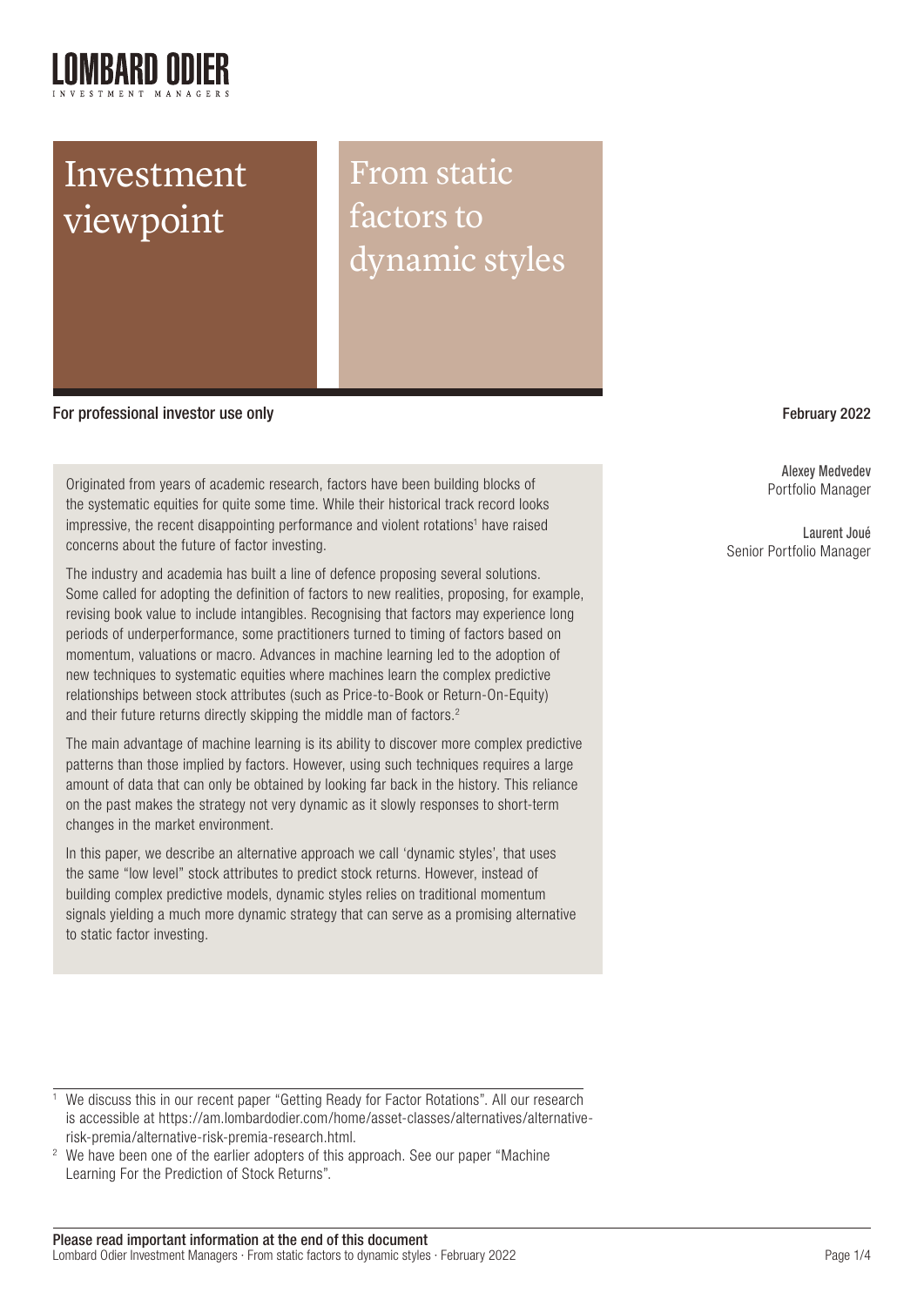# Investment viewpoint

# From static factors to dynamic styles

**For professional investor use only**

**February 2022**

**Alexey Medvedev**
Portfolio Manager

**Laurent Joué**
Senior Portfolio Manager

Originated from years of academic research, factors have been building blocks of the systematic equities for quite some time. While their historical track record looks impressive, the recent disappointing performance and violent rotations[1] have raised concerns about the future of factor investing.

The industry and academia has built a line of defence proposing several solutions. Some called for adopting the definition of factors to new realities, proposing, for example, revising book value to include intangibles. Recognising that factors may experience long periods of underperformance, some practitioners turned to timing of factors based on momentum, valuations or macro. Advances in machine learning led to the adoption of new techniques to systematic equities where machines learn the complex predictive relationships between stock attributes (such as Price-to-Book or Return-On-Equity) and their future returns directly skipping the middle man of factors.[2]

The main advantage of machine learning is its ability to discover more complex predictive patterns than those implied by factors. However, using such techniques requires a large amount of data that can only be obtained by looking far back in the history. This reliance on the past makes the strategy not very dynamic as it slowly responses to short-term changes in the market environment.

In this paper, we describe an alternative approach we call 'dynamic styles', that uses the same "low level" stock attributes to predict stock returns. However, instead of building complex predictive models, dynamic styles relies on traditional momentum signals yielding a much more dynamic strategy that can serve as a promising alternative to static factor investing.

---

[1] We discuss this in our recent paper "Getting Ready for Factor Rotations". All our research is accessible at https://am.lombardodier.com/home/asset-classes/alternatives/alternative-risk-premia/alternative-risk-premia-research.html.

[2] We have been one of the earlier adopters of this approach. See our paper "Machine Learning For the Prediction of Stock Returns".

**Please read important information at the end of this document**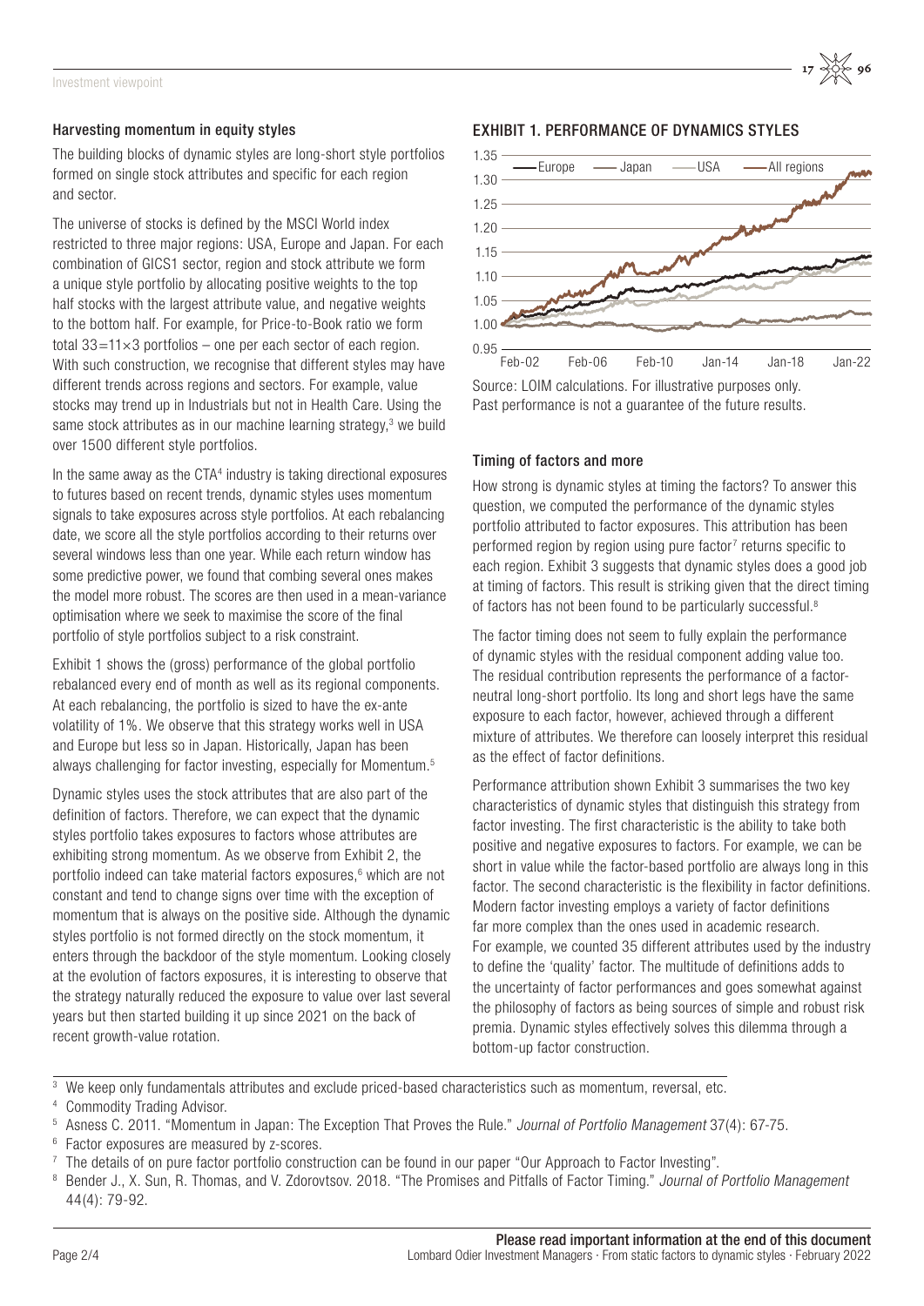### Harvesting momentum in equity styles

The building blocks of dynamic styles are long-short style portfolios formed on single stock attributes and specific for each region and sector.

The universe of stocks is defined by the MSCI World index restricted to three major regions: USA, Europe and Japan. For each combination of GICS1 sector, region and stock attribute we form a unique style portfolio by allocating positive weights to the top half stocks with the largest attribute value, and negative weights to the bottom half. For example, for Price-to-Book ratio we form total $33=11\times3$ portfolios – one per each sector of each region. With such construction, we recognise that different styles may have different trends across regions and sectors. For example, value stocks may trend up in Industrials but not in Health Care. Using the same stock attributes as in our machine learning strategy,[3] we build over 1500 different style portfolios.

In the same away as the CTA[4] industry is taking directional exposures to futures based on recent trends, dynamic styles uses momentum signals to take exposures across style portfolios. At each rebalancing date, we score all the style portfolios according to their returns over several windows less than one year. While each return window has some predictive power, we found that combing several ones makes the model more robust. The scores are then used in a mean-variance optimisation where we seek to maximise the score of the final portfolio of style portfolios subject to a risk constraint.

Exhibit 1 shows the (gross) performance of the global portfolio rebalanced every end of month as well as its regional components. At each rebalancing, the portfolio is sized to have the ex-ante volatility of 1%. We observe that this strategy works well in USA and Europe but less so in Japan. Historically, Japan has been always challenging for factor investing, especially for Momentum.[5]

Dynamic styles uses the stock attributes that are also part of the definition of factors. Therefore, we can expect that the dynamic styles portfolio takes exposures to factors whose attributes are exhibiting strong momentum. As we observe from Exhibit 2, the portfolio indeed can take material factors exposures,[6] which are not constant and tend to change signs over time with the exception of momentum that is always on the positive side. Although the dynamic styles portfolio is not formed directly on the stock momentum, it enters through the backdoor of the style momentum. Looking closely at the evolution of factors exposures, it is interesting to observe that the strategy naturally reduced the exposure to value over last several years but then started building it up since 2021 on the back of recent growth-value rotation.

### EXHIBIT 1. PERFORMANCE OF DYNAMICS STYLES

Source: LOIM calculations. For illustrative purposes only. Past performance is not a guarantee of the future results.

### Timing of factors and more

How strong is dynamic styles at timing the factors? To answer this question, we computed the performance of the dynamic styles portfolio attributed to factor exposures. This attribution has been performed region by region using pure factor[7] returns specific to each region. Exhibit 3 suggests that dynamic styles does a good job at timing of factors. This result is striking given that the direct timing of factors has not been found to be particularly successful.[8]

The factor timing does not seem to fully explain the performance of dynamic styles with the residual component adding value too. The residual contribution represents the performance of a factor-neutral long-short portfolio. Its long and short legs have the same exposure to each factor, however, achieved through a different mixture of attributes. We therefore can loosely interpret this residual as the effect of factor definitions.

Performance attribution shown Exhibit 3 summarises the two key characteristics of dynamic styles that distinguish this strategy from factor investing. The first characteristic is the ability to take both positive and negative exposures to factors. For example, we can be short in value while the factor-based portfolio are always long in this factor. The second characteristic is the flexibility in factor definitions. Modern factor investing employs a variety of factor definitions far more complex than the ones used in academic research. For example, we counted 35 different attributes used by the industry to define the 'quality' factor. The multitude of definitions adds to the uncertainty of factor performances and goes somewhat against the philosophy of factors as being sources of simple and robust risk premia. Dynamic styles effectively solves this dilemma through a bottom-up factor construction.

---

[3] We keep only fundamentals attributes and exclude priced-based characteristics such as momentum, reversal, etc.

[4] Commodity Trading Advisor.

[5] Asness C. 2011. "Momentum in Japan: The Exception That Proves the Rule." *Journal of Portfolio Management* 37(4): 67-75.

[6] Factor exposures are measured by z-scores.

[7] The details of on pure factor portfolio construction can be found in our paper "Our Approach to Factor Investing".

[8] Bender J., X. Sun, R. Thomas, and V. Zdorovtsov. 2018. "The Promises and Pitfalls of Factor Timing." *Journal of Portfolio Management* 44(4): 79-92.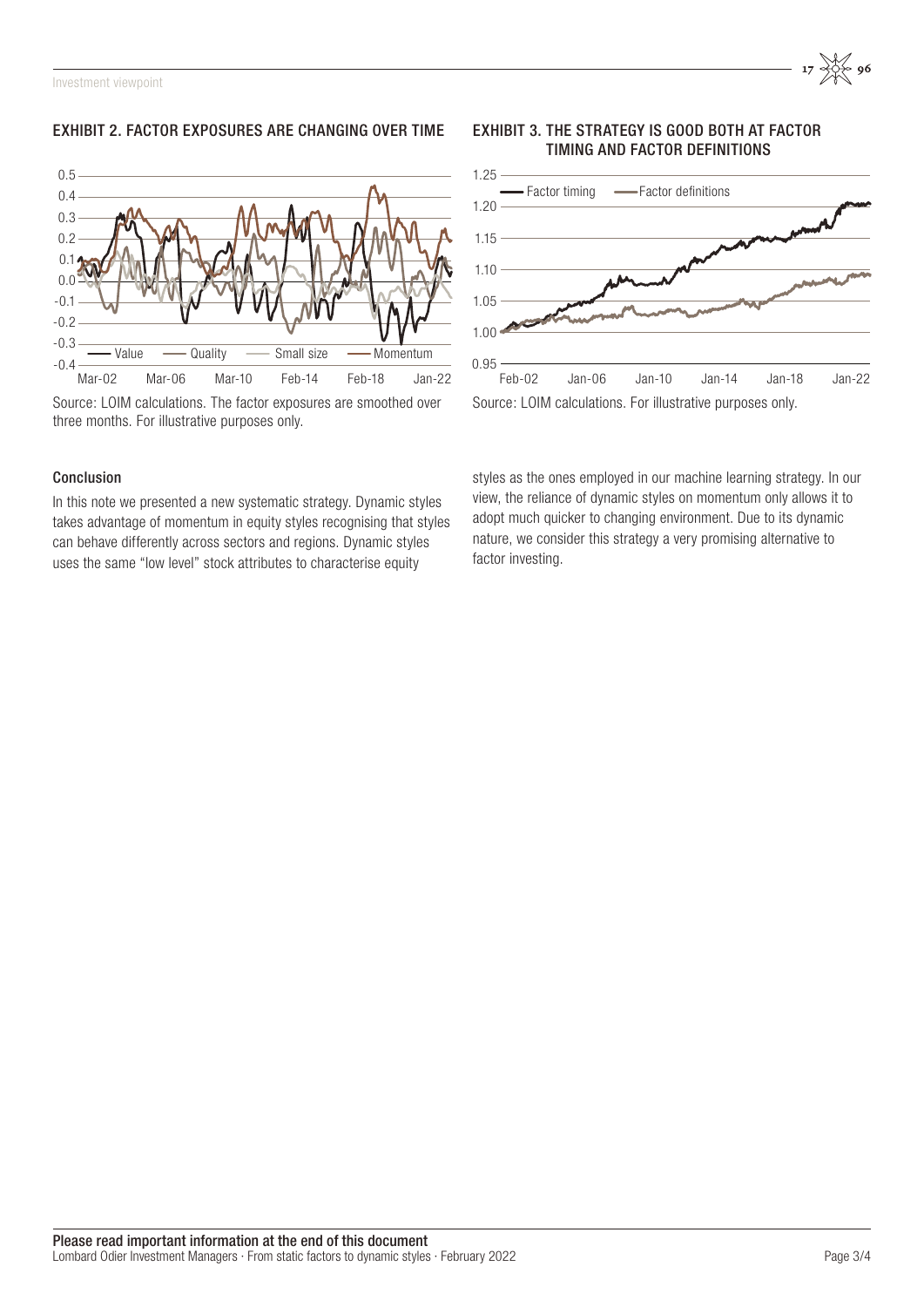### EXHIBIT 2. FACTOR EXPOSURES ARE CHANGING OVER TIME

Source: LOIM calculations. The factor exposures are smoothed over three months. For illustrative purposes only.

### EXHIBIT 3. THE STRATEGY IS GOOD BOTH AT FACTOR TIMING AND FACTOR DEFINITIONS

Source: LOIM calculations. For illustrative purposes only.

#### Conclusion

In this note we presented a new systematic strategy. Dynamic styles takes advantage of momentum in equity styles recognising that styles can behave differently across sectors and regions. Dynamic styles uses the same "low level" stock attributes to characterise equity styles as the ones employed in our machine learning strategy. In our view, the reliance of dynamic styles on momentum only allows it to adopt much quicker to changing environment. Due to its dynamic nature, we consider this strategy a very promising alternative to factor investing.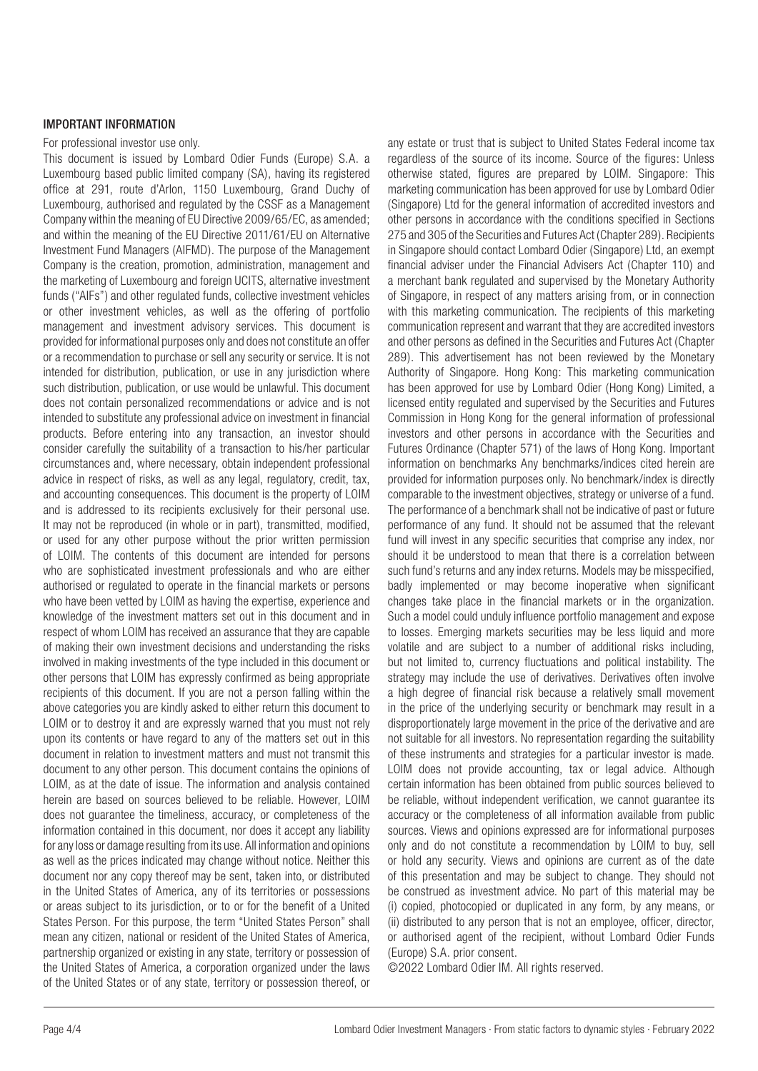## IMPORTANT INFORMATION

For professional investor use only.

This document is issued by Lombard Odier Funds (Europe) S.A. a Luxembourg based public limited company (SA), having its registered office at 291, route d'Arlon, 1150 Luxembourg, Grand Duchy of Luxembourg, authorised and regulated by the CSSF as a Management Company within the meaning of EU Directive 2009/65/EC, as amended; and within the meaning of the EU Directive 2011/61/EU on Alternative Investment Fund Managers (AIFMD). The purpose of the Management Company is the creation, promotion, administration, management and the marketing of Luxembourg and foreign UCITS, alternative investment funds ("AIFs") and other regulated funds, collective investment vehicles or other investment vehicles, as well as the offering of portfolio management and investment advisory services. This document is provided for informational purposes only and does not constitute an offer or a recommendation to purchase or sell any security or service. It is not intended for distribution, publication, or use in any jurisdiction where such distribution, publication, or use would be unlawful. This document does not contain personalized recommendations or advice and is not intended to substitute any professional advice on investment in financial products. Before entering into any transaction, an investor should consider carefully the suitability of a transaction to his/her particular circumstances and, where necessary, obtain independent professional advice in respect of risks, as well as any legal, regulatory, credit, tax, and accounting consequences. This document is the property of LOIM and is addressed to its recipients exclusively for their personal use. It may not be reproduced (in whole or in part), transmitted, modified, or used for any other purpose without the prior written permission of LOIM. The contents of this document are intended for persons who are sophisticated investment professionals and who are either authorised or regulated to operate in the financial markets or persons who have been vetted by LOIM as having the expertise, experience and knowledge of the investment matters set out in this document and in respect of whom LOIM has received an assurance that they are capable of making their own investment decisions and understanding the risks involved in making investments of the type included in this document or other persons that LOIM has expressly confirmed as being appropriate recipients of this document. If you are not a person falling within the above categories you are kindly asked to either return this document to LOIM or to destroy it and are expressly warned that you must not rely upon its contents or have regard to any of the matters set out in this document in relation to investment matters and must not transmit this document to any other person. This document contains the opinions of LOIM, as at the date of issue. The information and analysis contained herein are based on sources believed to be reliable. However, LOIM does not guarantee the timeliness, accuracy, or completeness of the information contained in this document, nor does it accept any liability for any loss or damage resulting from its use. All information and opinions as well as the prices indicated may change without notice. Neither this document nor any copy thereof may be sent, taken into, or distributed in the United States of America, any of its territories or possessions or areas subject to its jurisdiction, or to or for the benefit of a United States Person. For this purpose, the term "United States Person" shall mean any citizen, national or resident of the United States of America, partnership organized or existing in any state, territory or possession of the United States of America, a corporation organized under the laws of the United States or of any state, territory or possession thereof, or any estate or trust that is subject to United States Federal income tax regardless of the source of its income. Source of the figures: Unless otherwise stated, figures are prepared by LOIM. Singapore: This marketing communication has been approved for use by Lombard Odier (Singapore) Ltd for the general information of accredited investors and other persons in accordance with the conditions specified in Sections 275 and 305 of the Securities and Futures Act (Chapter 289). Recipients in Singapore should contact Lombard Odier (Singapore) Ltd, an exempt financial adviser under the Financial Advisers Act (Chapter 110) and a merchant bank regulated and supervised by the Monetary Authority of Singapore, in respect of any matters arising from, or in connection with this marketing communication. The recipients of this marketing communication represent and warrant that they are accredited investors and other persons as defined in the Securities and Futures Act (Chapter 289). This advertisement has not been reviewed by the Monetary Authority of Singapore. Hong Kong: This marketing communication has been approved for use by Lombard Odier (Hong Kong) Limited, a licensed entity regulated and supervised by the Securities and Futures Commission in Hong Kong for the general information of professional investors and other persons in accordance with the Securities and Futures Ordinance (Chapter 571) of the laws of Hong Kong. Important information on benchmarks Any benchmarks/indices cited herein are provided for information purposes only. No benchmark/index is directly comparable to the investment objectives, strategy or universe of a fund. The performance of a benchmark shall not be indicative of past or future performance of any fund. It should not be assumed that the relevant fund will invest in any specific securities that comprise any index, nor should it be understood to mean that there is a correlation between such fund's returns and any index returns. Models may be misspecified, badly implemented or may become inoperative when significant changes take place in the financial markets or in the organization. Such a model could unduly influence portfolio management and expose to losses. Emerging markets securities may be less liquid and more volatile and are subject to a number of additional risks including, but not limited to, currency fluctuations and political instability. The strategy may include the use of derivatives. Derivatives often involve a high degree of financial risk because a relatively small movement in the price of the underlying security or benchmark may result in a disproportionately large movement in the price of the derivative and are not suitable for all investors. No representation regarding the suitability of these instruments and strategies for a particular investor is made. LOIM does not provide accounting, tax or legal advice. Although certain information has been obtained from public sources believed to be reliable, without independent verification, we cannot guarantee its accuracy or the completeness of all information available from public sources. Views and opinions expressed are for informational purposes only and do not constitute a recommendation by LOIM to buy, sell or hold any security. Views and opinions are current as of the date of this presentation and may be subject to change. They should not be construed as investment advice. No part of this material may be (i) copied, photocopied or duplicated in any form, by any means, or (ii) distributed to any person that is not an employee, officer, director, or authorised agent of the recipient, without Lombard Odier Funds (Europe) S.A. prior consent.

©2022 Lombard Odier IM. All rights reserved.